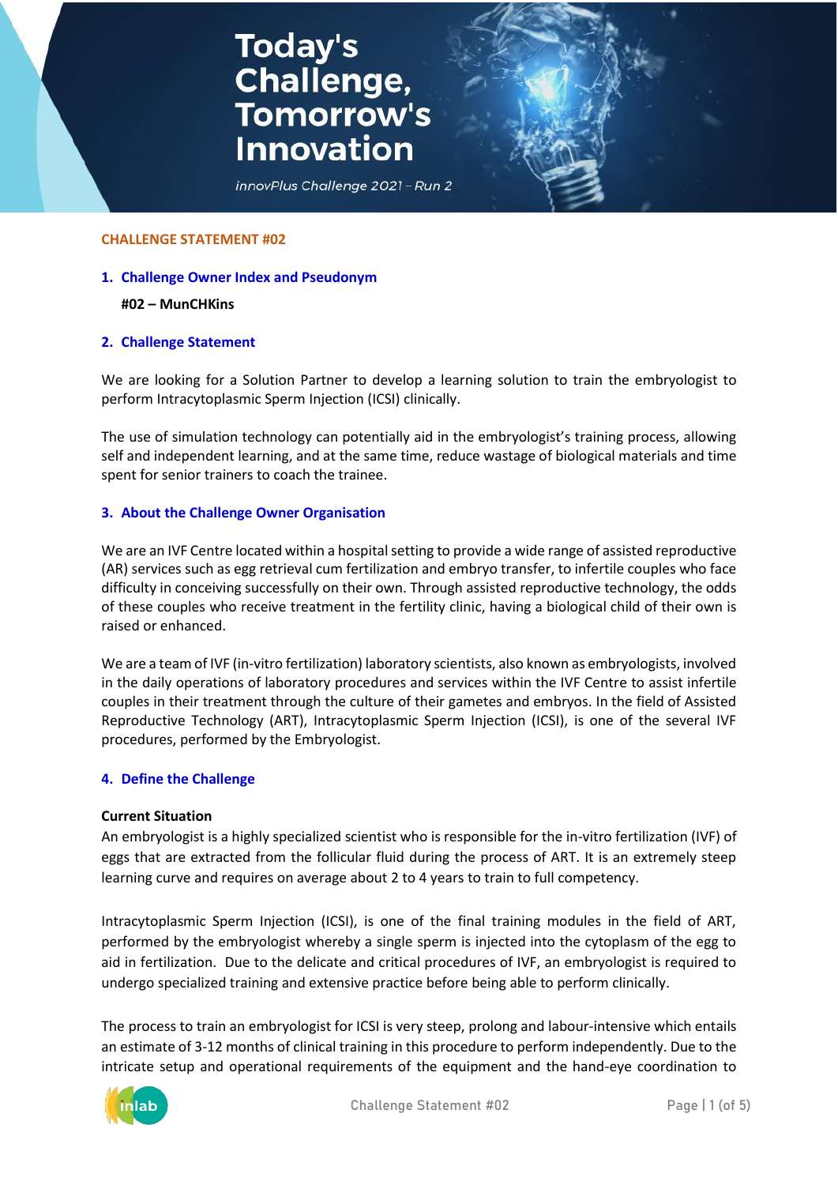# Today's Challenge, Tomorrow's Innovation

*innovPlus Challenge 2021 – Run 2*

**CHALLENGE STATEMENT #02**

## 1. Challenge Owner Index and Pseudonym

**#02 – MunCHKins**

## 2. Challenge Statement

We are looking for a Solution Partner to develop a learning solution to train the embryologist to perform Intracytoplasmic Sperm Injection (ICSI) clinically.

The use of simulation technology can potentially aid in the embryologist's training process, allowing self and independent learning, and at the same time, reduce wastage of biological materials and time spent for senior trainers to coach the trainee.

## 3. About the Challenge Owner Organisation

We are an IVF Centre located within a hospital setting to provide a wide range of assisted reproductive (AR) services such as egg retrieval cum fertilization and embryo transfer, to infertile couples who face difficulty in conceiving successfully on their own. Through assisted reproductive technology, the odds of these couples who receive treatment in the fertility clinic, having a biological child of their own is raised or enhanced.

We are a team of IVF (in-vitro fertilization) laboratory scientists, also known as embryologists, involved in the daily operations of laboratory procedures and services within the IVF Centre to assist infertile couples in their treatment through the culture of their gametes and embryos. In the field of Assisted Reproductive Technology (ART), Intracytoplasmic Sperm Injection (ICSI), is one of the several IVF procedures, performed by the Embryologist.

## 4. Define the Challenge

**Current Situation**

An embryologist is a highly specialized scientist who is responsible for the in-vitro fertilization (IVF) of eggs that are extracted from the follicular fluid during the process of ART. It is an extremely steep learning curve and requires on average about 2 to 4 years to train to full competency.

Intracytoplasmic Sperm Injection (ICSI), is one of the final training modules in the field of ART, performed by the embryologist whereby a single sperm is injected into the cytoplasm of the egg to aid in fertilization. Due to the delicate and critical procedures of IVF, an embryologist is required to undergo specialized training and extensive practice before being able to perform clinically.

The process to train an embryologist for ICSI is very steep, prolong and labour-intensive which entails an estimate of 3-12 months of clinical training in this procedure to perform independently. Due to the intricate setup and operational requirements of the equipment and the hand-eye coordination to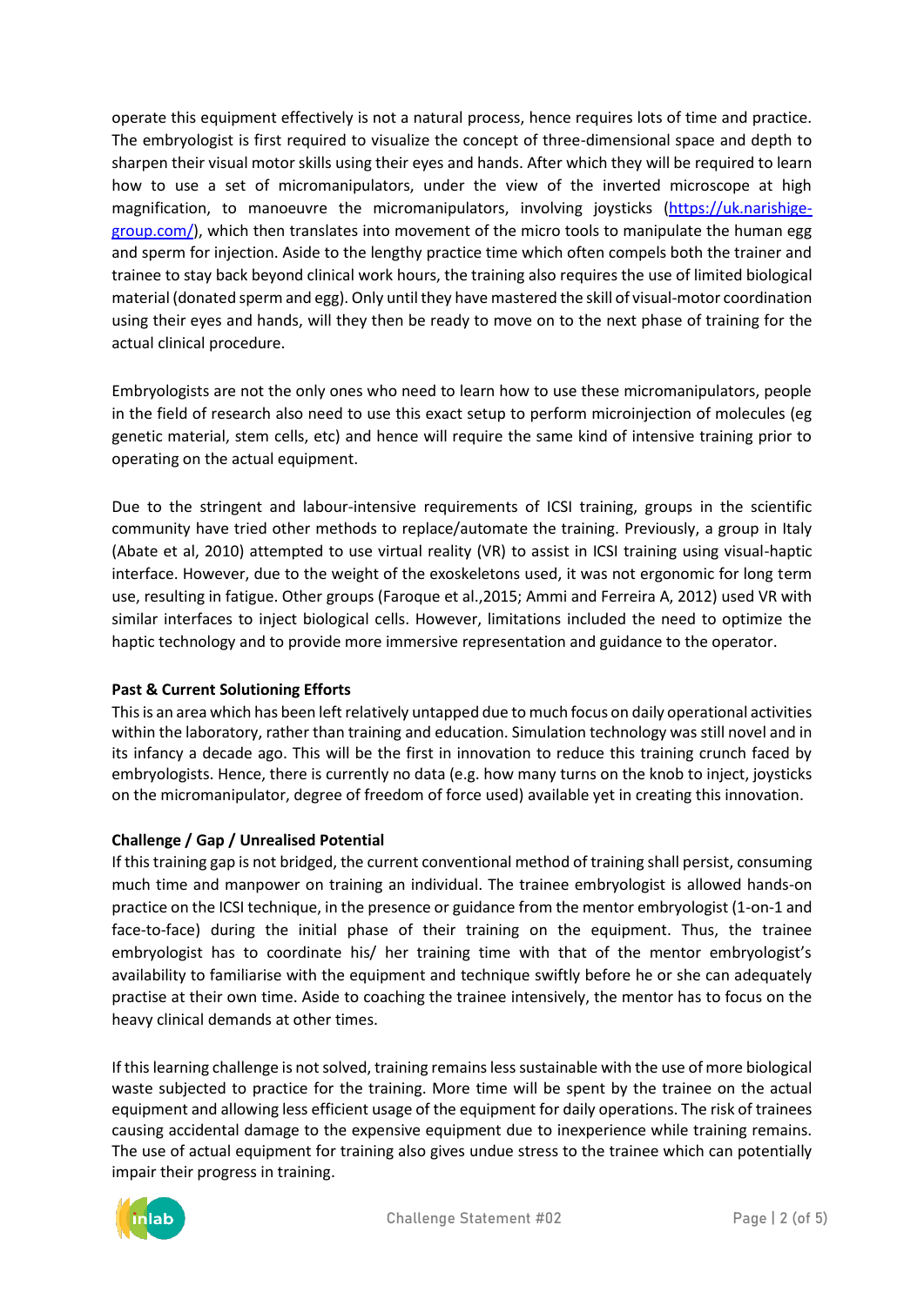operate this equipment effectively is not a natural process, hence requires lots of time and practice. The embryologist is first required to visualize the concept of three-dimensional space and depth to sharpen their visual motor skills using their eyes and hands. After which they will be required to learn how to use a set of micromanipulators, under the view of the inverted microscope at high magnification, to manoeuvre the micromanipulators, involving joysticks ([https://uk.narishige-group.com/](https://uk.narishige-group.com/)), which then translates into movement of the micro tools to manipulate the human egg and sperm for injection. Aside to the lengthy practice time which often compels both the trainer and trainee to stay back beyond clinical work hours, the training also requires the use of limited biological material (donated sperm and egg). Only until they have mastered the skill of visual-motor coordination using their eyes and hands, will they then be ready to move on to the next phase of training for the actual clinical procedure.

Embryologists are not the only ones who need to learn how to use these micromanipulators, people in the field of research also need to use this exact setup to perform microinjection of molecules (eg genetic material, stem cells, etc) and hence will require the same kind of intensive training prior to operating on the actual equipment.

Due to the stringent and labour-intensive requirements of ICSI training, groups in the scientific community have tried other methods to replace/automate the training. Previously, a group in Italy (Abate et al, 2010) attempted to use virtual reality (VR) to assist in ICSI training using visual-haptic interface. However, due to the weight of the exoskeletons used, it was not ergonomic for long term use, resulting in fatigue. Other groups (Faroque et al.,2015; Ammi and Ferreira A, 2012) used VR with similar interfaces to inject biological cells. However, limitations included the need to optimize the haptic technology and to provide more immersive representation and guidance to the operator.

**Past & Current Solutioning Efforts**

This is an area which has been left relatively untapped due to much focus on daily operational activities within the laboratory, rather than training and education. Simulation technology was still novel and in its infancy a decade ago. This will be the first in innovation to reduce this training crunch faced by embryologists. Hence, there is currently no data (e.g. how many turns on the knob to inject, joysticks on the micromanipulator, degree of freedom of force used) available yet in creating this innovation.

**Challenge / Gap / Unrealised Potential**

If this training gap is not bridged, the current conventional method of training shall persist, consuming much time and manpower on training an individual. The trainee embryologist is allowed hands-on practice on the ICSI technique, in the presence or guidance from the mentor embryologist (1-on-1 and face-to-face) during the initial phase of their training on the equipment. Thus, the trainee embryologist has to coordinate his/ her training time with that of the mentor embryologist's availability to familiarise with the equipment and technique swiftly before he or she can adequately practise at their own time. Aside to coaching the trainee intensively, the mentor has to focus on the heavy clinical demands at other times.

If this learning challenge is not solved, training remains less sustainable with the use of more biological waste subjected to practice for the training. More time will be spent by the trainee on the actual equipment and allowing less efficient usage of the equipment for daily operations. The risk of trainees causing accidental damage to the expensive equipment due to inexperience while training remains. The use of actual equipment for training also gives undue stress to the trainee which can potentially impair their progress in training.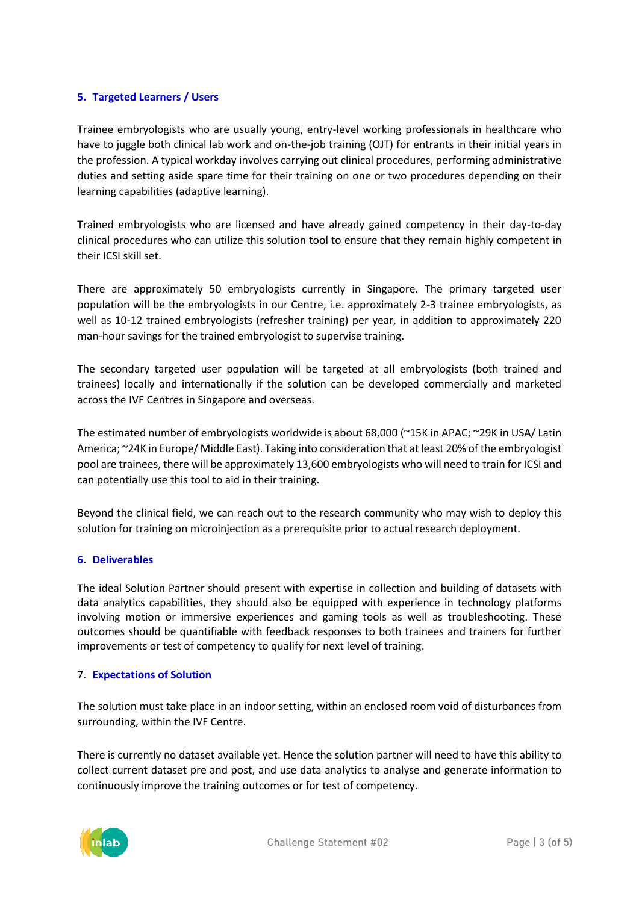## 5. Targeted Learners / Users

Trainee embryologists who are usually young, entry-level working professionals in healthcare who have to juggle both clinical lab work and on-the-job training (OJT) for entrants in their initial years in the profession. A typical workday involves carrying out clinical procedures, performing administrative duties and setting aside spare time for their training on one or two procedures depending on their learning capabilities (adaptive learning).

Trained embryologists who are licensed and have already gained competency in their day-to-day clinical procedures who can utilize this solution tool to ensure that they remain highly competent in their ICSI skill set.

There are approximately 50 embryologists currently in Singapore. The primary targeted user population will be the embryologists in our Centre, i.e. approximately 2-3 trainee embryologists, as well as 10-12 trained embryologists (refresher training) per year, in addition to approximately 220 man-hour savings for the trained embryologist to supervise training.

The secondary targeted user population will be targeted at all embryologists (both trained and trainees) locally and internationally if the solution can be developed commercially and marketed across the IVF Centres in Singapore and overseas.

The estimated number of embryologists worldwide is about 68,000 (~15K in APAC; ~29K in USA/ Latin America; ~24K in Europe/ Middle East). Taking into consideration that at least 20% of the embryologist pool are trainees, there will be approximately 13,600 embryologists who will need to train for ICSI and can potentially use this tool to aid in their training.

Beyond the clinical field, we can reach out to the research community who may wish to deploy this solution for training on microinjection as a prerequisite prior to actual research deployment.

## 6. Deliverables

The ideal Solution Partner should present with expertise in collection and building of datasets with data analytics capabilities, they should also be equipped with experience in technology platforms involving motion or immersive experiences and gaming tools as well as troubleshooting. These outcomes should be quantifiable with feedback responses to both trainees and trainers for further improvements or test of competency to qualify for next level of training.

## 7. Expectations of Solution

The solution must take place in an indoor setting, within an enclosed room void of disturbances from surrounding, within the IVF Centre.

There is currently no dataset available yet. Hence the solution partner will need to have this ability to collect current dataset pre and post, and use data analytics to analyse and generate information to continuously improve the training outcomes or for test of competency.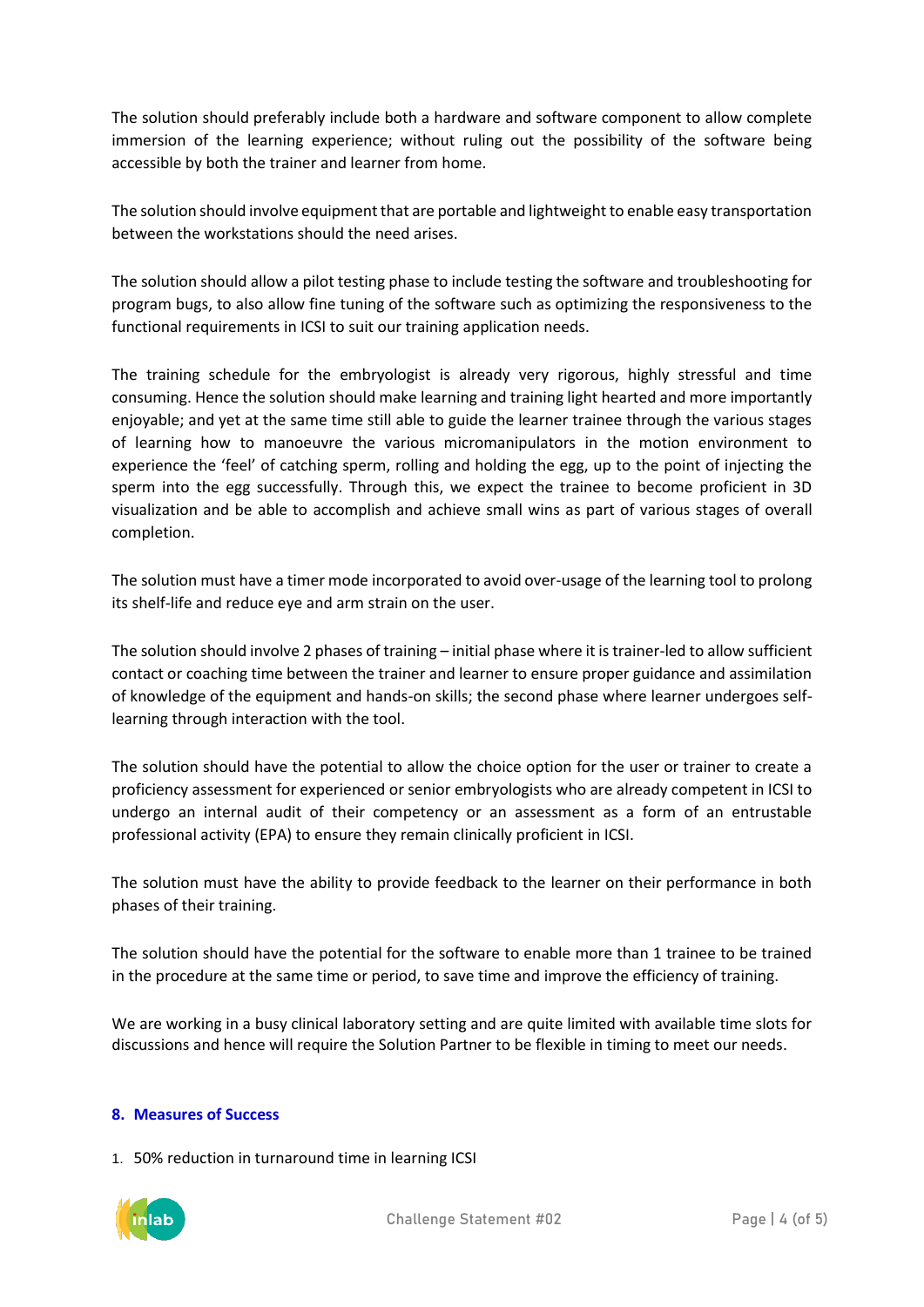The solution should preferably include both a hardware and software component to allow complete immersion of the learning experience; without ruling out the possibility of the software being accessible by both the trainer and learner from home.

The solution should involve equipment that are portable and lightweight to enable easy transportation between the workstations should the need arises.

The solution should allow a pilot testing phase to include testing the software and troubleshooting for program bugs, to also allow fine tuning of the software such as optimizing the responsiveness to the functional requirements in ICSI to suit our training application needs.

The training schedule for the embryologist is already very rigorous, highly stressful and time consuming. Hence the solution should make learning and training light hearted and more importantly enjoyable; and yet at the same time still able to guide the learner trainee through the various stages of learning how to manoeuvre the various micromanipulators in the motion environment to experience the 'feel' of catching sperm, rolling and holding the egg, up to the point of injecting the sperm into the egg successfully. Through this, we expect the trainee to become proficient in 3D visualization and be able to accomplish and achieve small wins as part of various stages of overall completion.

The solution must have a timer mode incorporated to avoid over-usage of the learning tool to prolong its shelf-life and reduce eye and arm strain on the user.

The solution should involve 2 phases of training – initial phase where it is trainer-led to allow sufficient contact or coaching time between the trainer and learner to ensure proper guidance and assimilation of knowledge of the equipment and hands-on skills; the second phase where learner undergoes self-learning through interaction with the tool.

The solution should have the potential to allow the choice option for the user or trainer to create a proficiency assessment for experienced or senior embryologists who are already competent in ICSI to undergo an internal audit of their competency or an assessment as a form of an entrustable professional activity (EPA) to ensure they remain clinically proficient in ICSI.

The solution must have the ability to provide feedback to the learner on their performance in both phases of their training.

The solution should have the potential for the software to enable more than 1 trainee to be trained in the procedure at the same time or period, to save time and improve the efficiency of training.

We are working in a busy clinical laboratory setting and are quite limited with available time slots for discussions and hence will require the Solution Partner to be flexible in timing to meet our needs.

## 8. Measures of Success

1. 50% reduction in turnaround time in learning ICSI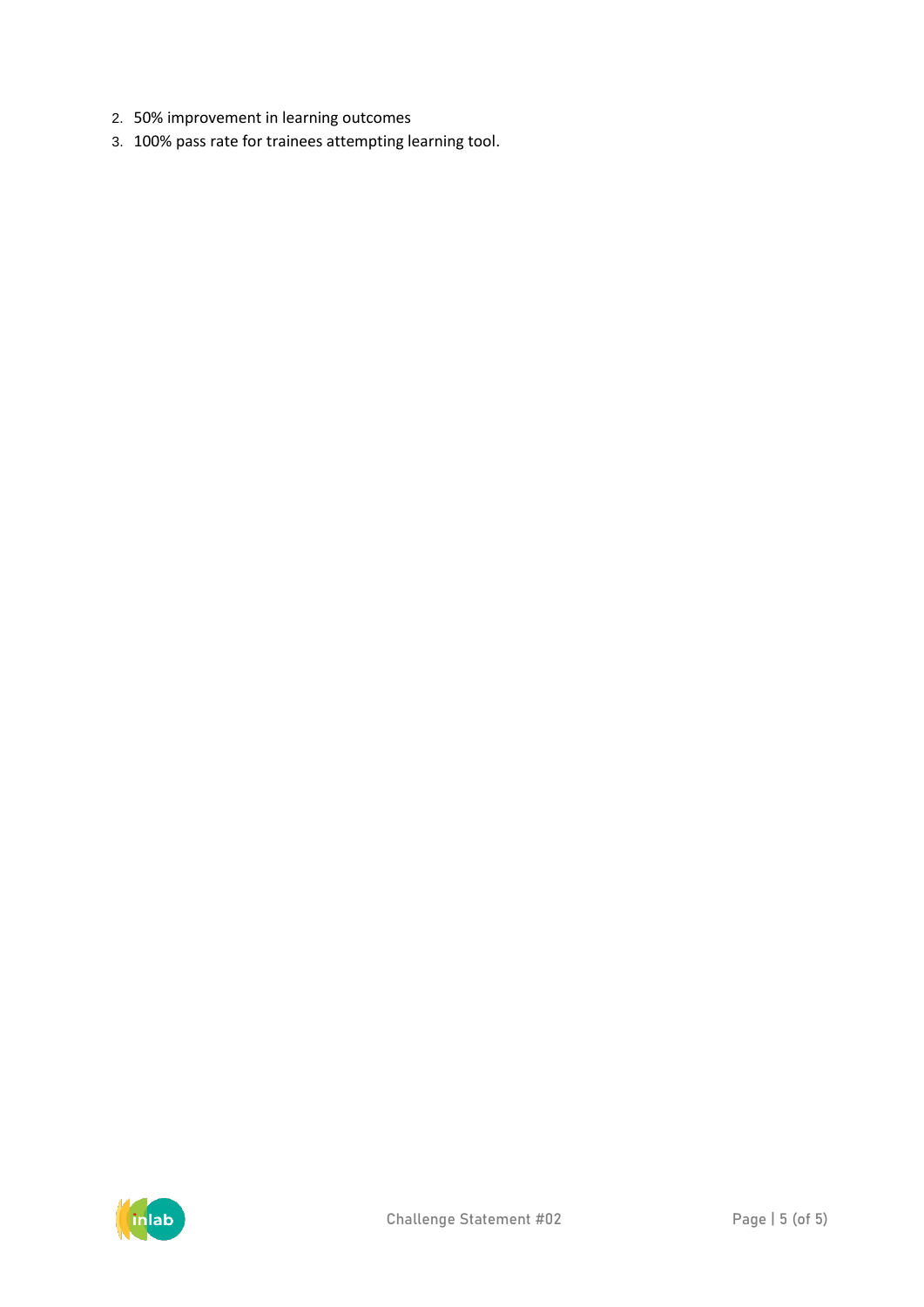2. 50% improvement in learning outcomes
3. 100% pass rate for trainees attempting learning tool.